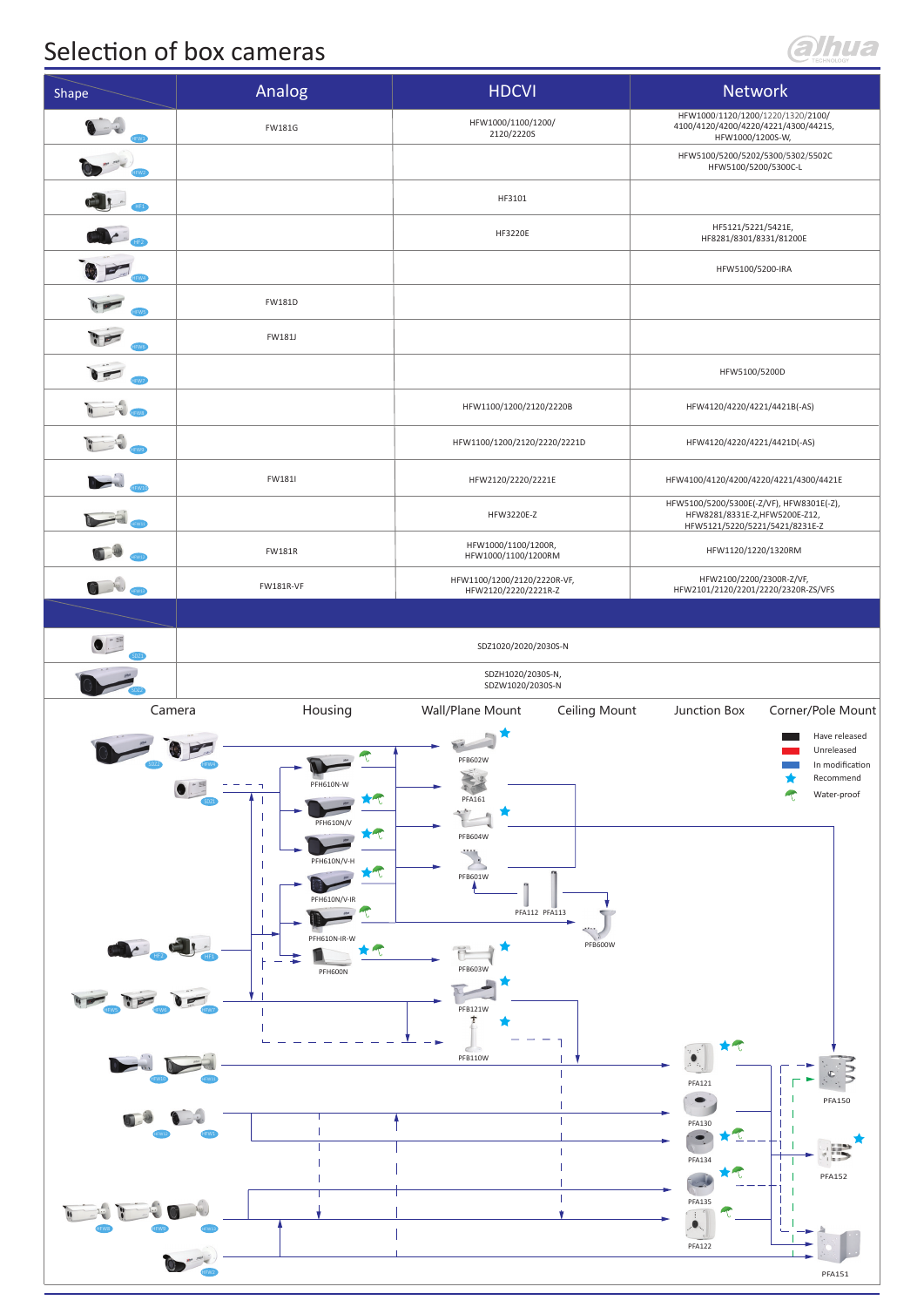# Selection of box cameras

| Shape | Analog | HDCVI | Network |
|---|---|---|---|
| HFW1 | FW181G | HFW1000/1100/1200/ 2120/2220S | HFW1000/1120/1200/1220/1320/2100/ 4100/4120/4200/4220/4221/4300/4421S, HFW1000/1200S-W, |
| HFW2 | | | HFW5100/5200/5202/5300/5302/5502C HFW5100/5200/5300C-L |
| HF1 | | HF3101 | |
| HF2 | | HF3220E | HF5121/5221/5421E, HF8281/8301/8331/81200E |
| HFW4 | | | HFW5100/5200-IRA |
| HFW5 | FW181D | | |
| HFW6 | FW181J | | |
| HFW7 | | | HFW5100/5200D |
| HFW8 | | HFW1100/1200/2120/2220B | HFW4120/4220/4221/4421B(-AS) |
| HFW9 | | HFW1100/1200/2120/2220/2221D | HFW4120/4220/4221/4421D(-AS) |
| HFW10 | FW181I | HFW2120/2220/2221E | HFW4100/4120/4200/4220/4221/4300/4421E |
| HFW11 | | HFW3220E-Z | HFW5100/5200/5300E(-Z/VF), HFW8301E(-Z), HFW8281/8331E-Z,HFW5200E-Z12, HFW5121/5220/5221/5421/8231E-Z |
| HFW12 | FW181R | HFW1000/1100/1200R, HFW1000/1100/1200RM | HFW1120/1220/1320RM |
| HFW14 | FW181R-VF | HFW1100/1200/2120/2220R-VF, HFW2120/2220/2221R-Z | HFW2100/2200/2300R-Z/VF, HFW2101/2120/2201/2220/2320R-ZS/VFS |
| | | | |
| SDZ1 | SDZ1020/2020/2030S-N | | |
| SDZ2 | SDZH1020/2030S-N, SDZW1020/2030S-N | | |

| Camera | Housing | Wall/Plane Mount | Ceiling Mount | Junction Box | Corner/Pole Mount |
|---|---|---|---|---|---|
| SDZ2, HFW4, SDZ1, HF2, HF1, HFW5, HFW6, HFW7, HFW10, HFW11, HFW12, HFW13, HFW8, HFW9, HFW14, HFW2 | PFH610N-W, PFH610N/V, PFH610N/V-H, PFH610N/V-IR, PFH610N-IR-W, PFH600N | PFB602W, PFA161, PFB604W, PFB601W, PFB603W, PFB121W, PFB110W | PFA112, PFA113, PFB600W | PFA121, PFA130, PFA134, PFA135, PFA122 | PFA150, PFA152, PFA151 |

Legend:
- Have released
- Unreleased
- In modification
- Recommend
- Water-proof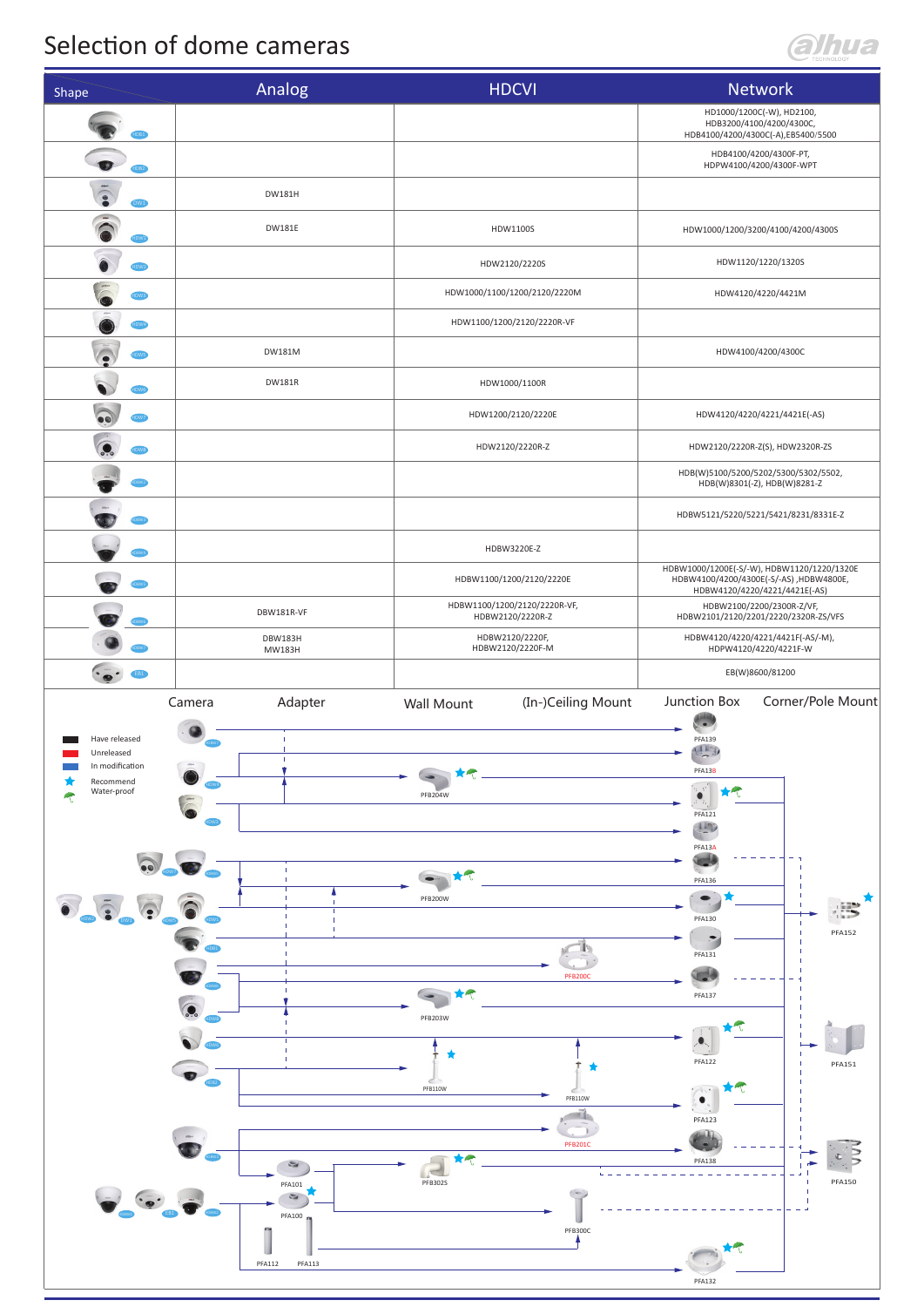# Selection of dome cameras

| Shape | Analog | HDCVI | Network |
|---|---|---|---|
| HDB1 | | | HD1000/1200C(-W), HD2100, HDB3200/4100/4200/4300C, HDB4100/4200/4300C(-A),EB5400/5500 |
| HDB2 | | | HDB4100/4200/4300F-PT, HDPW4100/4200/4300F-WPT |
| DW1 | DW181H | | |
| HDW1 | DW181E | HDW1100S | HDW1000/1200/3200/4100/4200/4300S |
| HDW2 | | HDW2120/2220S | HDW1120/1220/1320S |
| HDW3 | | HDW1000/1100/1200/2120/2220M | HDW4120/4220/4421M |
| HDW4 | | HDW1100/1200/2120/2220R-VF | |
| HDW5 | DW181M | | HDW4100/4200/4300C |
| HDW6 | DW181R | HDW1000/1100R | |
| HDW7 | | HDW1200/2120/2220E | HDW4120/4220/4221/4421E(-AS) |
| HDW8 | | HDW2120/2220R-Z | HDW2120/2220R-Z(S), HDW2320R-ZS |
| HDBW1 | | | HDB(W)5100/5200/5202/5300/5302/5502, HDB(W)8301(-Z), HDB(W)8281-Z |
| HDBW2 | | | HDBW5121/5220/5221/5421/8231/8331E-Z |
| HDBW3 | | HDBW3220E-Z | |
| HDBW4 | | HDBW1100/1200/2120/2220E | HDBW1000/1200E(-S/-W), HDBW1120/1220/1320E HDBW4100/4200/4300E(-S/-AS) ,HDBW4800E, HDBW4120/4220/4221/4421E(-AS) |
| HDBW5 | DBW181R-VF | HDBW1100/1200/2120/2220R-VF, HDBW2120/2220R-Z | HDBW2100/2200/2300R-Z/VF, HDBW2101/2120/2201/2220/2320R-ZS/VFS |
| HDBW6 | DBW183H MW183H | HDBW2120/2220F, HDBW2120/2220F-M | HDBW4120/4220/4221/4421F(-AS/-M), HDPW4120/4220/4221F-W |
| EB1 | | | EB(W)8600/81200 |

Camera | Adapter | Wall Mount | (In-)Ceiling Mount | Junction Box | Corner/Pole Mount

- Have released
- Unreleased
- In modification
- Recommend
- Water-proof

Adapter: PFA101, PFA100, PFA112, PFA113

Wall Mount: PFB204W, PFB200W, PFB203W, PFB110W, PFB302S

(In-)Ceiling Mount: PFB200C, PFB110W, PFB201C, PFB300C

Junction Box: PFA139, PFA13B, PFA121, PFA13A, PFA136, PFA130, PFA131, PFA137, PFA122, PFA123, PFA138, PFA132

Corner/Pole Mount: PFA152, PFA151, PFA150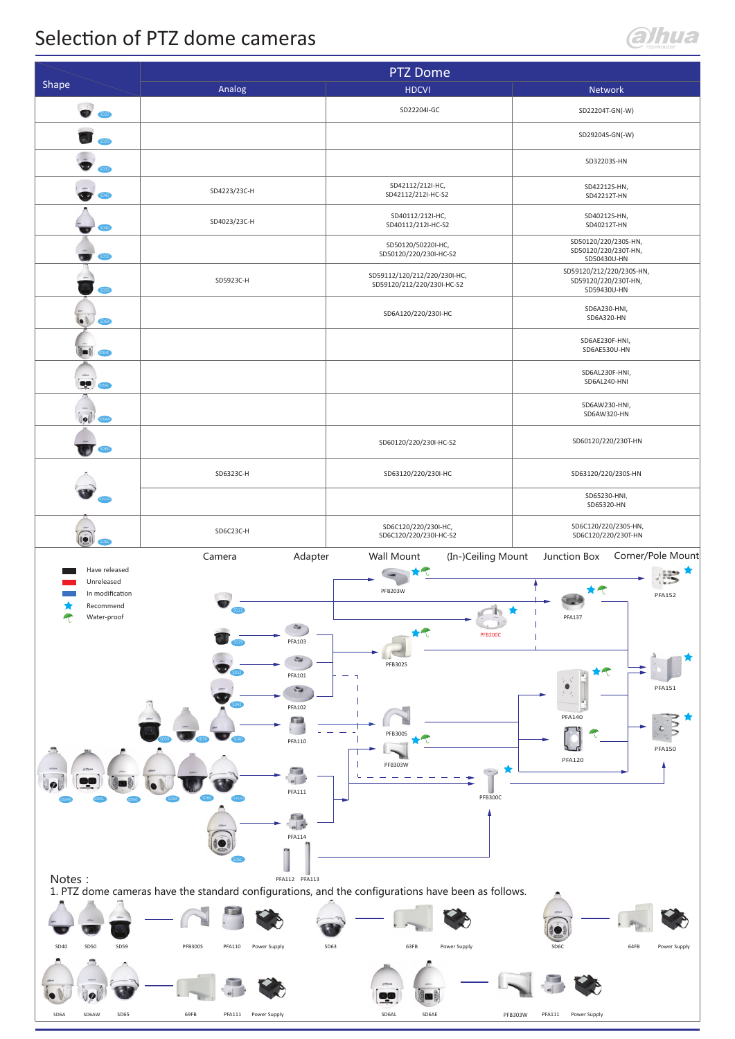# Selection of PTZ dome cameras

| Shape | PTZ Dome | | |
|---|---|---|---|
| | Analog | HDCVI | Network |
| SD22 | | SD22204I-GC | SD22204T-GN(-W) |
| SD29 | | | SD29204S-GN(-W) |
| SD32 | | | SD32203S-HN |
| SD42 | SD4223/23C-H | SD42112/212I-HC, SD42112/212I-HC-S2 | SD42212S-HN, SD42212T-HN |
| SD40 | SD4023/23C-H | SD40112/212I-HC, SD40112/212I-HC-S2 | SD40212S-HN, SD40212T-HN |
| SD50 | | SD50120/50220I-HC, SD50120/220/230I-HC-S2 | SD50120/220/230S-HN, SD50120/220/230T-HN, SD50430U-HN |
| SD59 | SD5923C-H | SD59112/120/212/220/230I-HC, SD59120/212/220/230I-HC-S2 | SD59120/212/220/230S-HN, SD59120/220/230T-HN, SD59430U-HN |
| SD6A | | SD6A120/220/230I-HC | SD6A230-HNI, SD6A320-HN |
| SD6AE | | | SD6AE230F-HNI, SD6AE530U-HN |
| SD6AL | | | SD6AL230F-HNI, SD6AL240-HNI |
| SD6AW | | | SD6AW230-HNI, SD6AW320-HN |
| SD60 | | SD60120/220/230I-HC-S2 | SD60120/220/230T-HN |
| SD63/65 | SD6323C-H | SD63120/220/230I-HC | SD63120/220/230S-HN |
| | | | SD65230-HNI, SD65320-HN |
| SD6C | SD6C23C-H | SD6C120/220/230I-HC, SD6C120/220/230I-HC-S2 | SD6C120/220/230S-HN, SD6C120/220/230T-HN |

Camera | Adapter | Wall Mount | (In-)Ceiling Mount | Junction Box | Corner/Pole Mount

- Have released
- Unreleased
- In modification
- Recommend
- Water-proof

SD22, SD29, SD32, SD42, SD40, SD50, SD59, SD6AW, SD6AL, SD6AE, SD6A, SD60, SD63/65, SD6C

PFA103, PFA101, PFA102, PFA110, PFA111, PFA114, PFA112, PFA113

PFB203W, PFB302S, PFB300S, PFB303W, PFB200C, PFB300C

PFA137, PFA140, PFA120

PFA152, PFA151, PFA150

Notes：

1. PTZ dome cameras have the standard configurations, and the configurations have been as follows.

SD40, SD50, SD59 — PFB300S, PFA110, Power Supply

SD63 — 63FB, Power Supply

SD6C — 64FB, Power Supply

SD6A, SD6AW, SD65 — 69FB, PFA111, Power Supply

SD6AL, SD6AE — PFB303W, PFA111, Power Supply